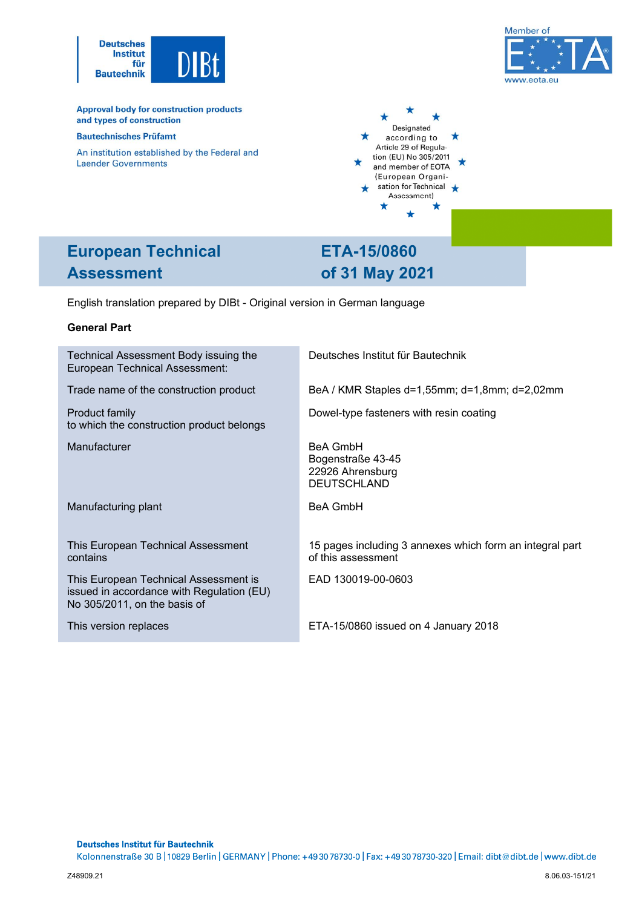Deutsches Institut für Bautechnik

DIBt

Member of EOTA

www.eota.eu

**Approval body for construction products and types of construction**

**Bautechnisches Prüfamt**

An institution established by the Federal and Laender Governments

Designated according to Article 29 of Regulation (EU) No 305/2011 and member of EOTA (European Organisation for Technical Assessment)

# European Technical Assessment

# ETA-15/0860 of 31 May 2021

English translation prepared by DIBt - Original version in German language

**General Part**

| | |
|---|---|
| Technical Assessment Body issuing the European Technical Assessment: | Deutsches Institut für Bautechnik |
| Trade name of the construction product | BeA / KMR Staples d=1,55mm; d=1,8mm; d=2,02mm |
| Product family to which the construction product belongs | Dowel-type fasteners with resin coating |
| Manufacturer | BeA GmbH<br>Bogenstraße 43-45<br>22926 Ahrensburg<br>DEUTSCHLAND |
| Manufacturing plant | BeA GmbH |
| This European Technical Assessment contains | 15 pages including 3 annexes which form an integral part of this assessment |
| This European Technical Assessment is issued in accordance with Regulation (EU) No 305/2011, on the basis of | EAD 130019-00-0603 |
| This version replaces | ETA-15/0860 issued on 4 January 2018 |

**Deutsches Institut für Bautechnik**
Kolonnenstraße 30 B | 10829 Berlin | GERMANY | Phone: +49 30 78730-0 | Fax: +49 30 78730-320 | Email: dibt@dibt.de | www.dibt.de

Z48909.21 8.06.03-151/21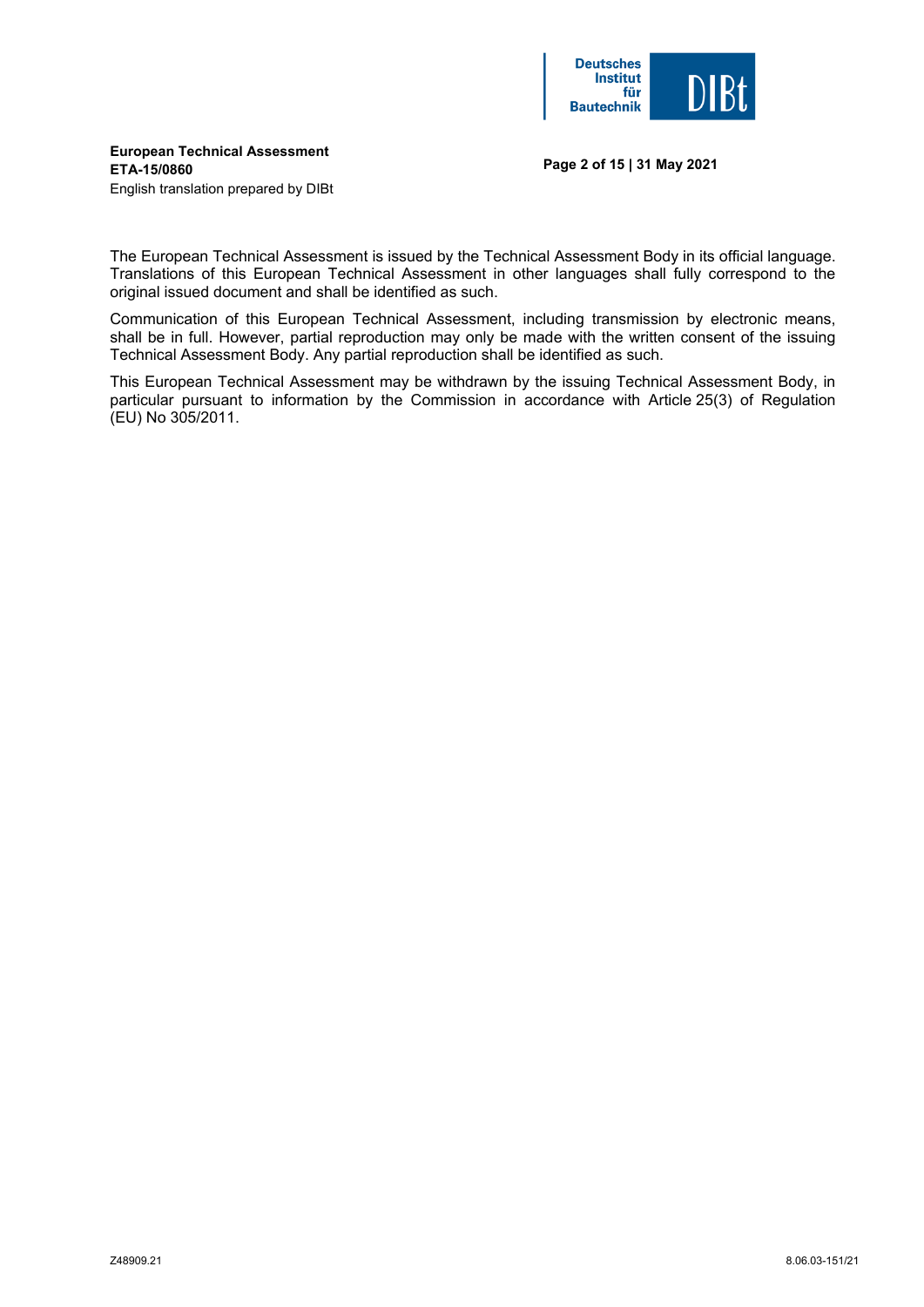The European Technical Assessment is issued by the Technical Assessment Body in its official language. Translations of this European Technical Assessment in other languages shall fully correspond to the original issued document and shall be identified as such.

Communication of this European Technical Assessment, including transmission by electronic means, shall be in full. However, partial reproduction may only be made with the written consent of the issuing Technical Assessment Body. Any partial reproduction shall be identified as such.

This European Technical Assessment may be withdrawn by the issuing Technical Assessment Body, in particular pursuant to information by the Commission in accordance with Article 25(3) of Regulation (EU) No 305/2011.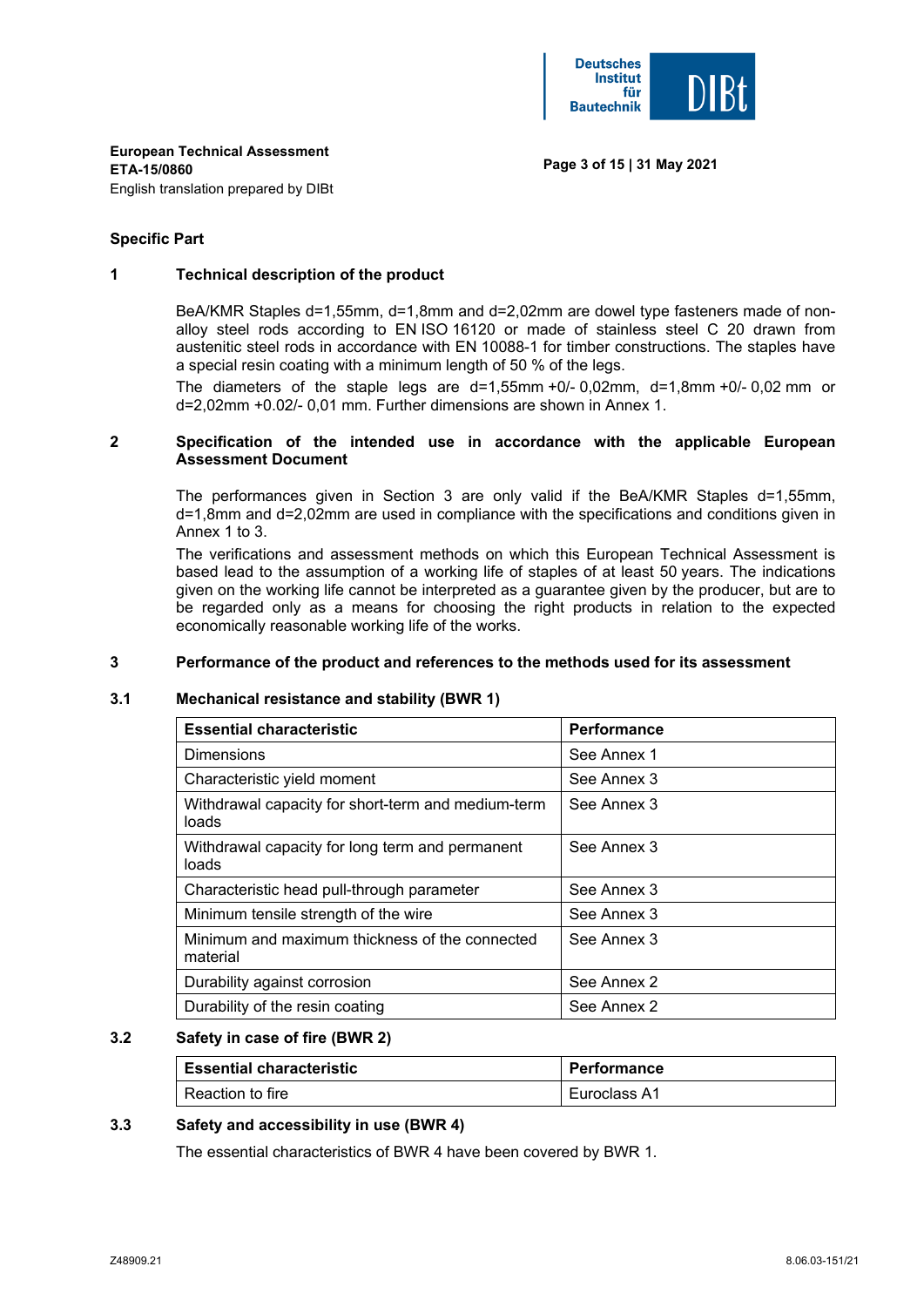## Specific Part

### 1 Technical description of the product

BeA/KMR Staples d=1,55mm, d=1,8mm and d=2,02mm are dowel type fasteners made of non-alloy steel rods according to EN ISO 16120 or made of stainless steel C 20 drawn from austenitic steel rods in accordance with EN 10088-1 for timber constructions. The staples have a special resin coating with a minimum length of 50 % of the legs.

The diameters of the staple legs are d=1,55mm +0/- 0,02mm, d=1,8mm +0/- 0,02 mm or d=2,02mm +0.02/- 0,01 mm. Further dimensions are shown in Annex 1.

### 2 Specification of the intended use in accordance with the applicable European Assessment Document

The performances given in Section 3 are only valid if the BeA/KMR Staples d=1,55mm, d=1,8mm and d=2,02mm are used in compliance with the specifications and conditions given in Annex 1 to 3.

The verifications and assessment methods on which this European Technical Assessment is based lead to the assumption of a working life of staples of at least 50 years. The indications given on the working life cannot be interpreted as a guarantee given by the producer, but are to be regarded only as a means for choosing the right products in relation to the expected economically reasonable working life of the works.

### 3 Performance of the product and references to the methods used for its assessment

#### 3.1 Mechanical resistance and stability (BWR 1)

| Essential characteristic | Performance |
| --- | --- |
| Dimensions | See Annex 1 |
| Characteristic yield moment | See Annex 3 |
| Withdrawal capacity for short-term and medium-term loads | See Annex 3 |
| Withdrawal capacity for long term and permanent loads | See Annex 3 |
| Characteristic head pull-through parameter | See Annex 3 |
| Minimum tensile strength of the wire | See Annex 3 |
| Minimum and maximum thickness of the connected material | See Annex 3 |
| Durability against corrosion | See Annex 2 |
| Durability of the resin coating | See Annex 2 |

#### 3.2 Safety in case of fire (BWR 2)

| Essential characteristic | Performance |
| --- | --- |
| Reaction to fire | Euroclass A1 |

#### 3.3 Safety and accessibility in use (BWR 4)

The essential characteristics of BWR 4 have been covered by BWR 1.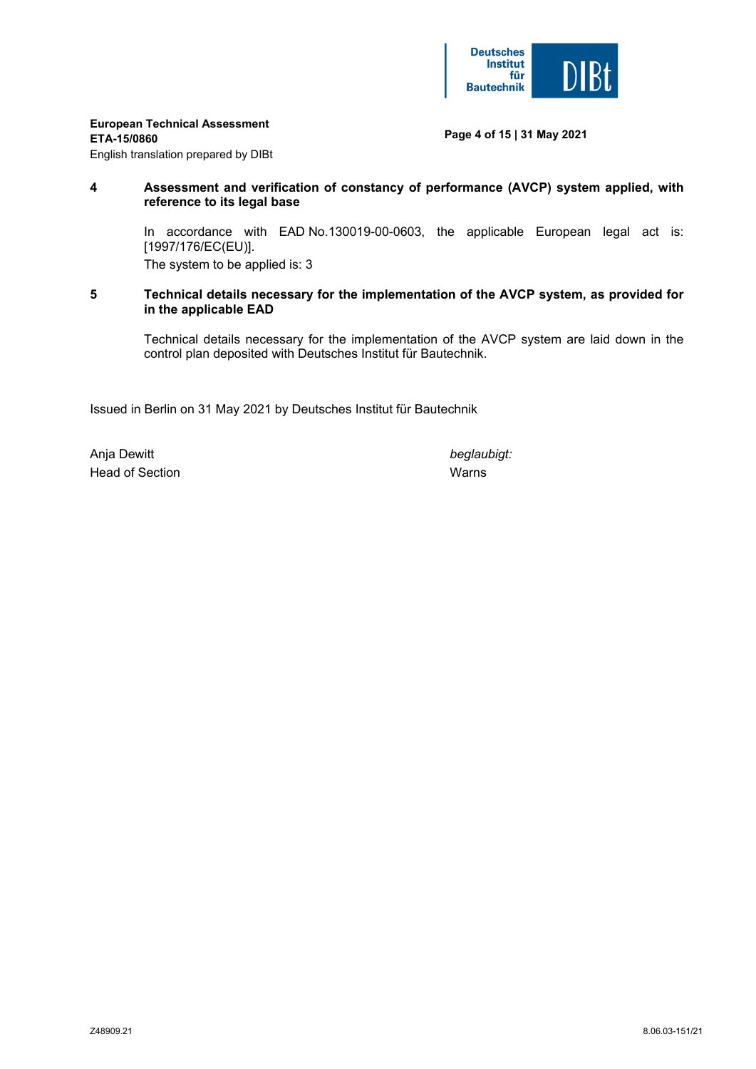## 4 Assessment and verification of constancy of performance (AVCP) system applied, with reference to its legal base

In accordance with EAD No.130019-00-0603, the applicable European legal act is: [1997/176/EC(EU)].

The system to be applied is: 3

## 5 Technical details necessary for the implementation of the AVCP system, as provided for in the applicable EAD

Technical details necessary for the implementation of the AVCP system are laid down in the control plan deposited with Deutsches Institut für Bautechnik.

Issued in Berlin on 31 May 2021 by Deutsches Institut für Bautechnik

Anja Dewitt
Head of Section

*beglaubigt:*
Warns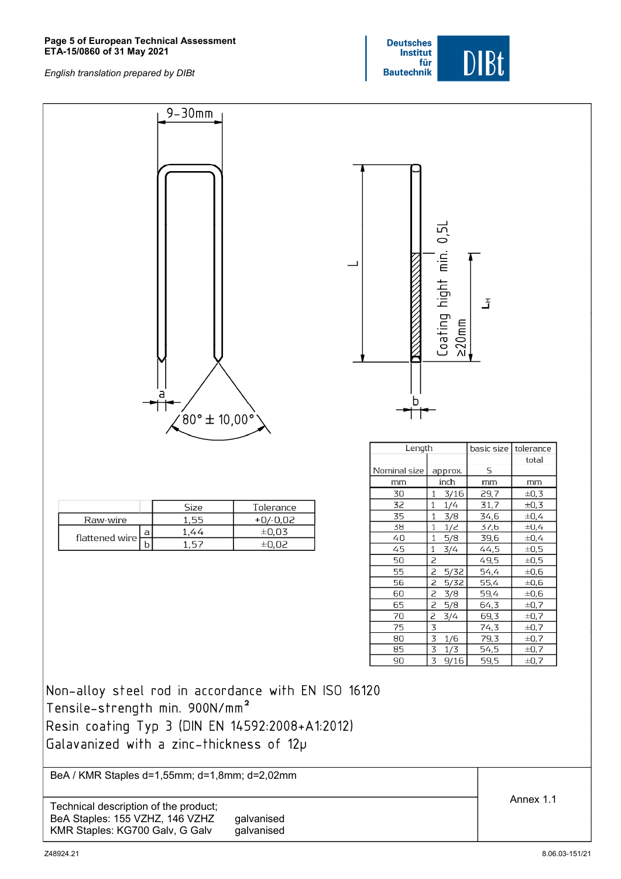9-30mm

L

Coating hight min. 0,5L ≥20mm

$L_H$

a

$80° \pm 10,00°$

b

| | | Size | Tolerance |
|---|---|---|---|
| Raw-wire | | 1,55 | +0/-0,02 |
| flattened wire | a | 1,44 | ±0,03 |
| | b | 1,57 | ±0,02 |

| Length | | basic size | tolerance |
|---|---|---|---|
| | | | total |
| Nominal size | approx. | S | |
| mm | inch | mm | mm |
| 30 | 1 3/16 | 29,7 | ±0,3 |
| 32 | 1 1/4 | 31,7 | ±0,3 |
| 35 | 1 3/8 | 34,6 | ±0,4 |
| 38 | 1 1/2 | 37,6 | ±0,4 |
| 40 | 1 5/8 | 39,6 | ±0,4 |
| 45 | 1 3/4 | 44,5 | ±0,5 |
| 50 | 2 | 49,5 | ±0,5 |
| 55 | 2 5/32 | 54,4 | ±0,6 |
| 56 | 2 5/32 | 55,4 | ±0,6 |
| 60 | 2 3/8 | 59,4 | ±0,6 |
| 65 | 2 5/8 | 64,3 | ±0,7 |
| 70 | 2 3/4 | 69,3 | ±0,7 |
| 75 | 3 | 74,3 | ±0,7 |
| 80 | 3 1/6 | 79,3 | ±0,7 |
| 85 | 3 1/3 | 54,5 | ±0,7 |
| 90 | 3 9/16 | 59,5 | ±0,7 |

Non-alloy steel rod in accordance with EN ISO 16120
Tensile-strength min. 900N/mm²
Resin coating Typ 3 (DIN EN 14592:2008+A1:2012)
Galavanized with a zinc-thickness of 12µ

BeA / KMR Staples d=1,55mm; d=1,8mm; d=2,02mm

Technical description of the product;
BeA Staples: 155 VZHZ, 146 VZHZ galvanised
KMR Staples: KG700 Galv, G Galv galvanised

Annex 1.1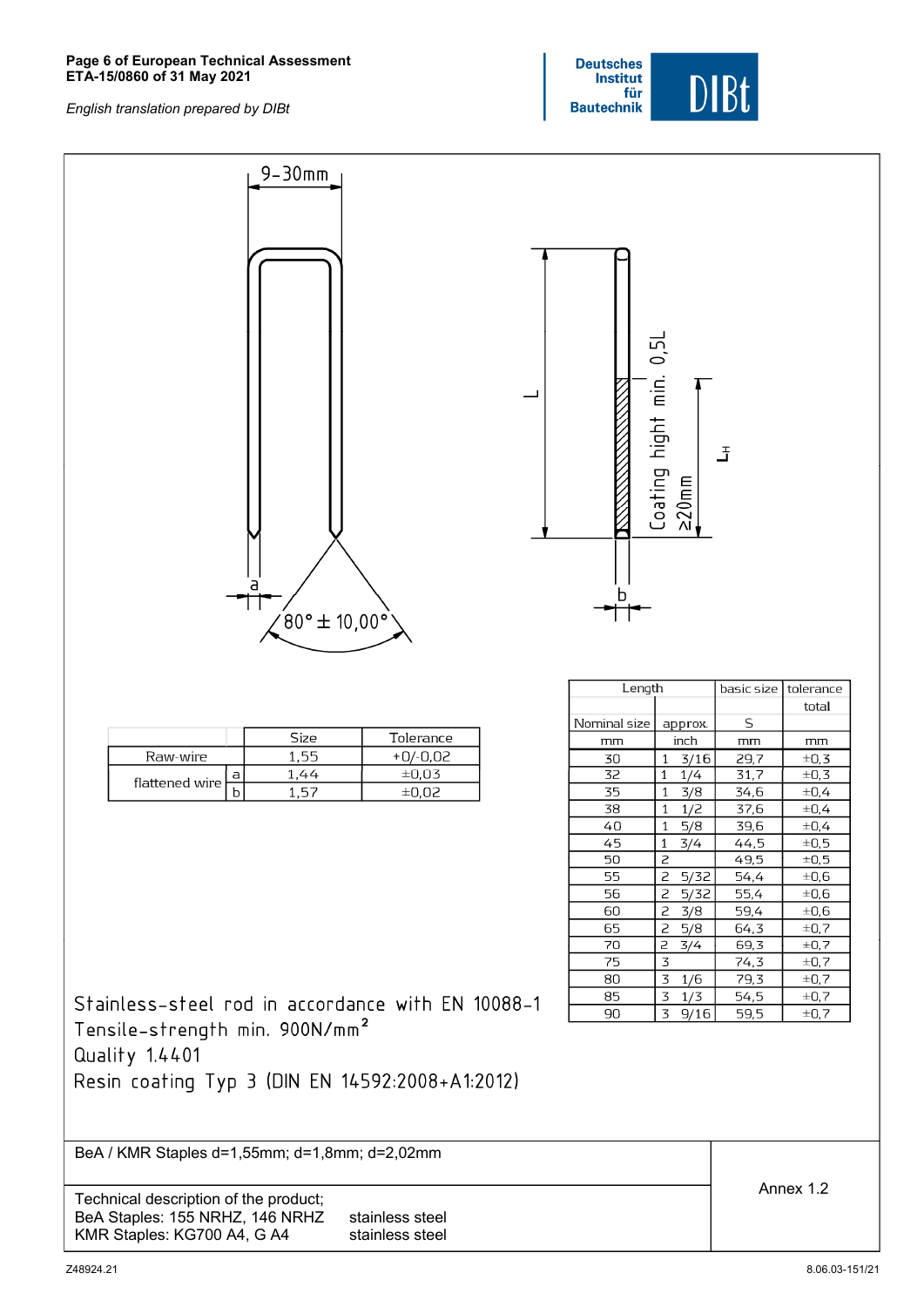9–30mm

L

Coating hight min. 0,5L

≥20mm

$L_H$

a

80° ± 10,00°

b

| | | Size | Tolerance |
|---|---|---|---|
| Raw-wire | | 1,55 | +0/-0,02 |
| flattened wire | a | 1,44 | ±0,03 |
| | b | 1,57 | ±0,02 |

| Length | | basic size | tolerance |
|---|---|---|---|
| | | | total |
| Nominal size | approx. | S | |
| mm | inch | mm | mm |
| 30 | 1 3/16 | 29,7 | ±0,3 |
| 32 | 1 1/4 | 31,7 | ±0,3 |
| 35 | 1 3/8 | 34,6 | ±0,4 |
| 38 | 1 1/2 | 37,6 | ±0,4 |
| 40 | 1 5/8 | 39,6 | ±0,4 |
| 45 | 1 3/4 | 44,5 | ±0,5 |
| 50 | 2 | 49,5 | ±0,5 |
| 55 | 2 5/32 | 54,4 | ±0,6 |
| 56 | 2 5/32 | 55,4 | ±0,6 |
| 60 | 2 3/8 | 59,4 | ±0,6 |
| 65 | 2 5/8 | 64,3 | ±0,7 |
| 70 | 2 3/4 | 69,3 | ±0,7 |
| 75 | 3 | 74,3 | ±0,7 |
| 80 | 3 1/6 | 79,3 | ±0,7 |
| 85 | 3 1/3 | 54,5 | ±0,7 |
| 90 | 3 9/16 | 59,5 | ±0,7 |

Stainless-steel rod in accordance with EN 10088-1
Tensile-strength min. 900N/mm²
Quality 1.4401
Resin coating Typ 3 (DIN EN 14592:2008+A1:2012)

BeA / KMR Staples d=1,55mm; d=1,8mm; d=2,02mm

Technical description of the product;
BeA Staples: 155 NRHZ, 146 NRHZ stainless steel
KMR Staples: KG700 A4, G A4 stainless steel

Annex 1.2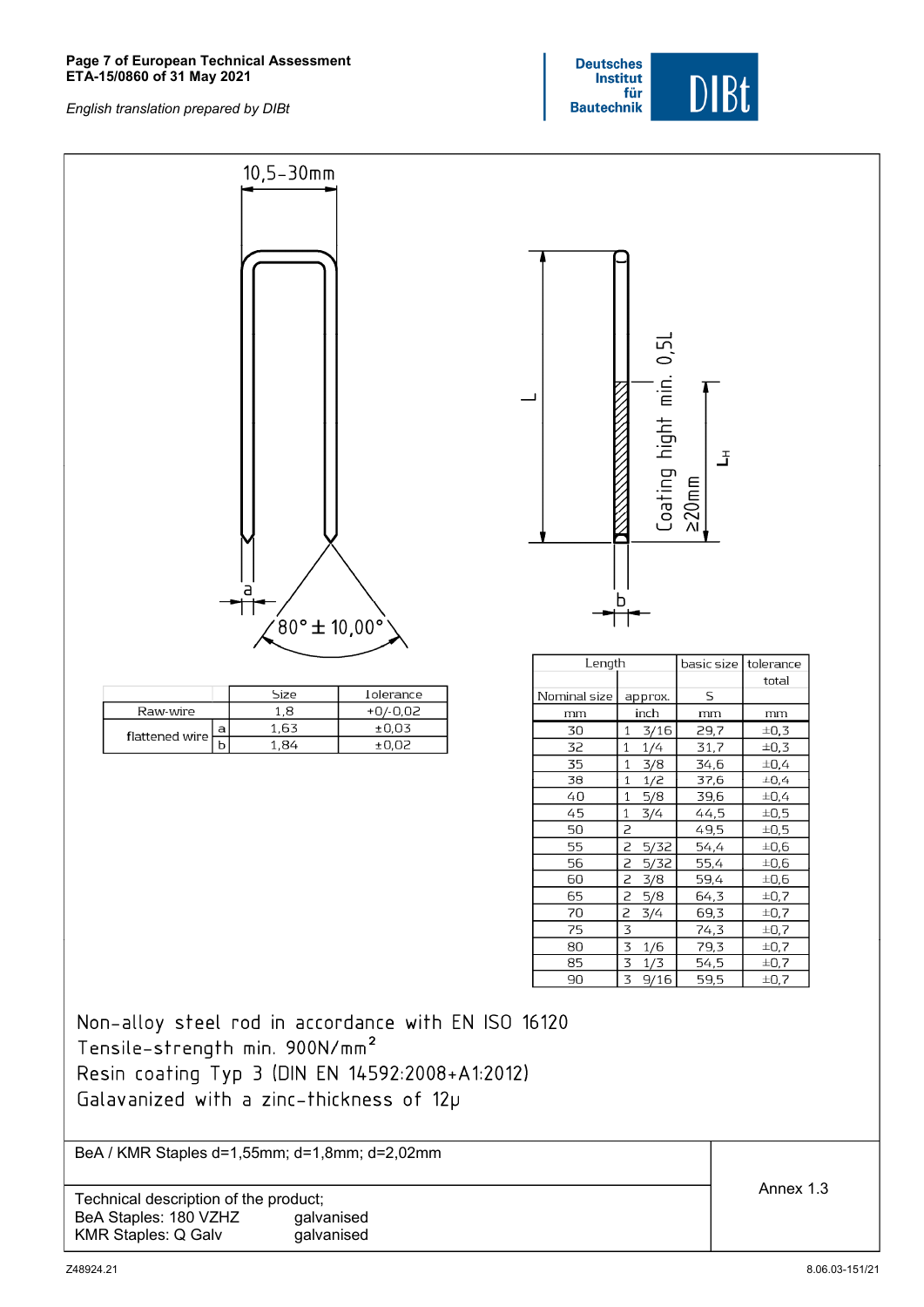10,5-30mm

a

80° ± 10,00°

L

Coating hight min. 0,5L

≥20mm

$L_H$

b

|  |  | Size | Tolerance |
|---|---|---|---|
| Raw-wire |  | 1,8 | +0/-0,02 |
| flattened wire | a | 1,63 | ±0,03 |
|  | b | 1,84 | ±0,02 |

| Length |  | basic size | tolerance |
|---|---|---|---|
|  |  |  | total |
| Nominal size | approx. | S |  |
| mm | inch | mm | mm |
| 30 | 1 3/16 | 29,7 | ±0,3 |
| 32 | 1 1/4 | 31,7 | ±0,3 |
| 35 | 1 3/8 | 34,6 | ±0,4 |
| 38 | 1 1/2 | 37,6 | ±0,4 |
| 40 | 1 5/8 | 39,6 | ±0,4 |
| 45 | 1 3/4 | 44,5 | ±0,5 |
| 50 | 2 | 49,5 | ±0,5 |
| 55 | 2 5/32 | 54,4 | ±0,6 |
| 56 | 2 5/32 | 55,4 | ±0,6 |
| 60 | 2 3/8 | 59,4 | ±0,6 |
| 65 | 2 5/8 | 64,3 | ±0,7 |
| 70 | 2 3/4 | 69,3 | ±0,7 |
| 75 | 3 | 74,3 | ±0,7 |
| 80 | 3 1/6 | 79,3 | ±0,7 |
| 85 | 3 1/3 | 54,5 | ±0,7 |
| 90 | 3 9/16 | 59,5 | ±0,7 |

Non-alloy steel rod in accordance with EN ISO 16120
Tensile-strength min. 900N/mm²
Resin coating Typ 3 (DIN EN 14592:2008+A1:2012)
Galavanized with a zinc-thickness of 12μ

| BeA / KMR Staples d=1,55mm; d=1,8mm; d=2,02mm | Annex 1.3 |
|---|---|
| Technical description of the product;<br>BeA Staples: 180 VZHZ galvanised<br>KMR Staples: Q Galv galvanised | |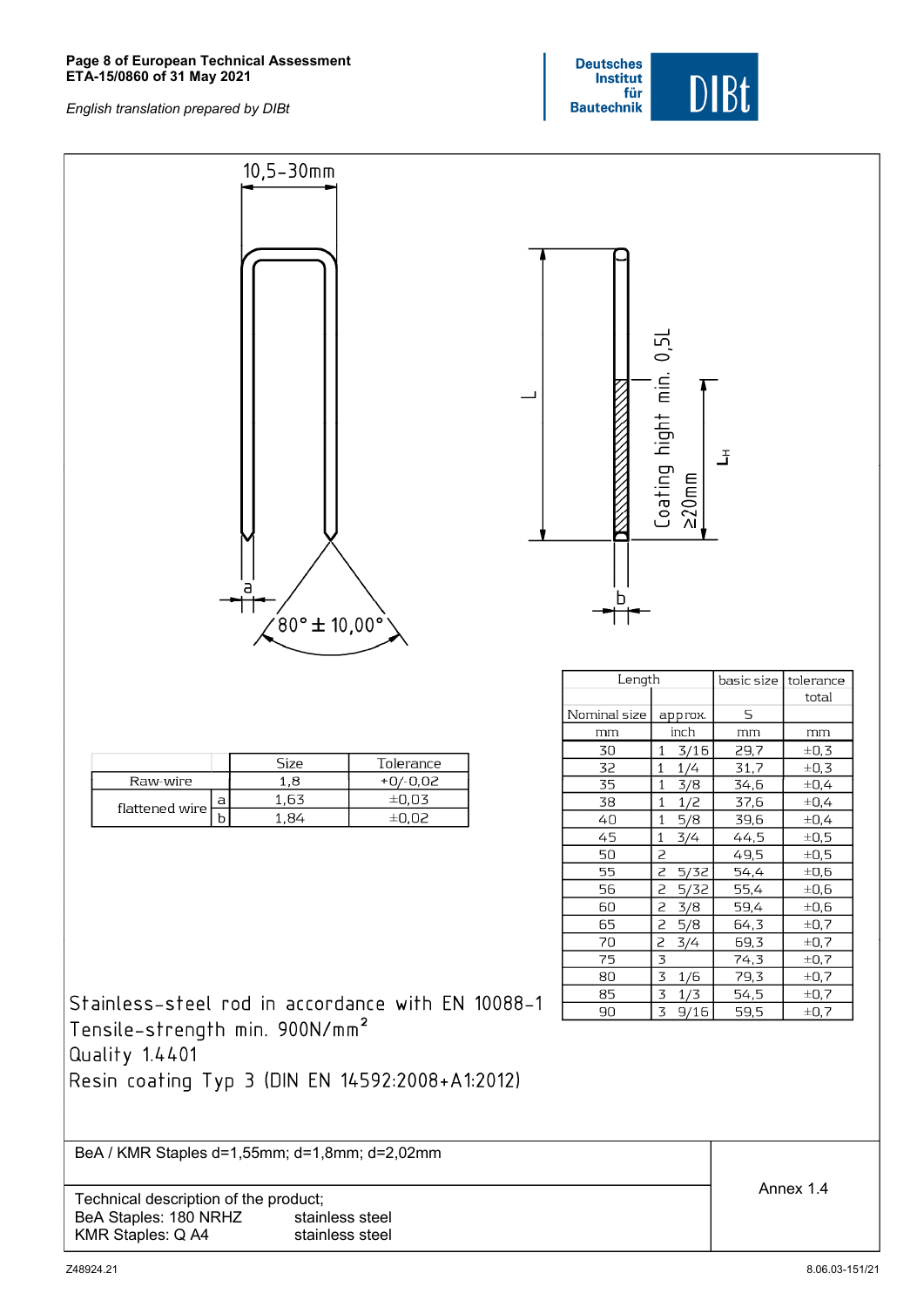10,5-30mm

L

Coating hight min. 0,5L ≥20mm

$L_H$

a

b

80° ± 10,00°

|  |  | Size | Tolerance |
|---|---|---|---|
| Raw-wire |  | 1,8 | +0/-0,02 |
| flattened wire | a | 1,63 | ±0,03 |
|  | b | 1,84 | ±0,02 |

| Length |  | basic size | tolerance |
|---|---|---|---|
|  |  |  | total |
| Nominal size | approx. | S |  |
| mm | inch | mm | mm |
| 30 | 1 3/16 | 29,7 | ±0,3 |
| 32 | 1 1/4 | 31,7 | ±0,3 |
| 35 | 1 3/8 | 34,6 | ±0,4 |
| 38 | 1 1/2 | 37,6 | ±0,4 |
| 40 | 1 5/8 | 39,6 | ±0,4 |
| 45 | 1 3/4 | 44,5 | ±0,5 |
| 50 | 2 | 49,5 | ±0,5 |
| 55 | 2 5/32 | 54,4 | ±0,6 |
| 56 | 2 5/32 | 55,4 | ±0,6 |
| 60 | 2 3/8 | 59,4 | ±0,6 |
| 65 | 2 5/8 | 64,3 | ±0,7 |
| 70 | 2 3/4 | 69,3 | ±0,7 |
| 75 | 3 | 74,3 | ±0,7 |
| 80 | 3 1/6 | 79,3 | ±0,7 |
| 85 | 3 1/3 | 54,5 | ±0,7 |
| 90 | 3 9/16 | 59,5 | ±0,7 |

Stainless-steel rod in accordance with EN 10088-1
Tensile-strength min. 900N/mm²
Quality 1.4401
Resin coating Typ 3 (DIN EN 14592:2008+A1:2012)

| BeA / KMR Staples d=1,55mm; d=1,8mm; d=2,02mm | Annex 1.4 |
|---|---|
| Technical description of the product;<br>BeA Staples: 180 NRHZ stainless steel<br>KMR Staples: Q A4 stainless steel |  |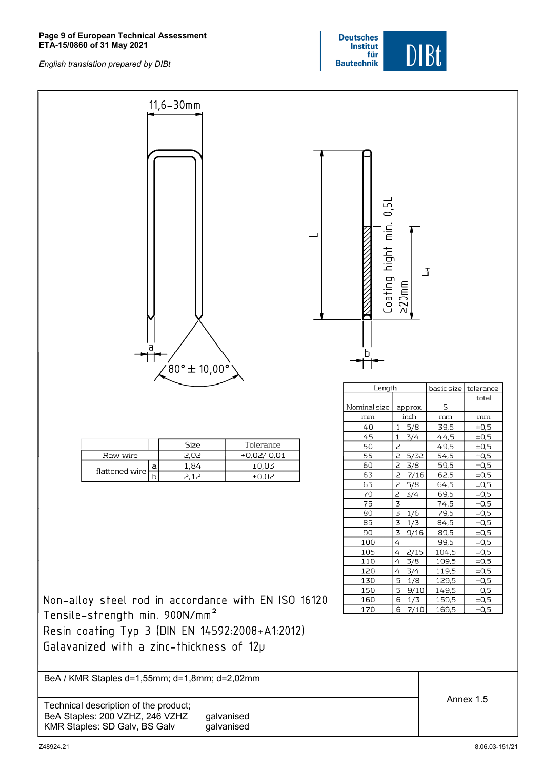11,6-30mm

80° ± 10,00°

a

L

Coating hight min. 0,5L ≥20mm

$L_H$

b

| | | Size | Tolerance |
|---|---|---|---|
| Raw-wire | | 2,02 | +0,02/-0,01 |
| flattened wire | a | 1,84 | ±0,03 |
| | b | 2,12 | ±0,02 |

| Length | | basic size | tolerance total |
|---|---|---|---|
| Nominal size | approx. | S | |
| mm | inch | mm | mm |
| 40 | 1 5/8 | 39,5 | ±0,5 |
| 45 | 1 3/4 | 44,5 | ±0,5 |
| 50 | 2 | 49,5 | ±0,5 |
| 55 | 2 5/32 | 54,5 | ±0,5 |
| 60 | 2 3/8 | 59,5 | ±0,5 |
| 63 | 2 7/16 | 62,5 | ±0,5 |
| 65 | 2 5/8 | 64,5 | ±0,5 |
| 70 | 2 3/4 | 69,5 | ±0,5 |
| 75 | 3 | 74,5 | ±0,5 |
| 80 | 3 1/6 | 79,5 | ±0,5 |
| 85 | 3 1/3 | 84,5 | ±0,5 |
| 90 | 3 9/16 | 89,5 | ±0,5 |
| 100 | 4 | 99,5 | ±0,5 |
| 105 | 4 2/15 | 104,5 | ±0,5 |
| 110 | 4 3/8 | 109,5 | ±0,5 |
| 120 | 4 3/4 | 119,5 | ±0,5 |
| 130 | 5 1/8 | 129,5 | ±0,5 |
| 150 | 5 9/10 | 149,5 | ±0,5 |
| 160 | 6 1/3 | 159,5 | ±0,5 |
| 170 | 6 7/10 | 169,5 | ±0,5 |

Non-alloy steel rod in accordance with EN ISO 16120
Tensile-strength min. 900N/mm²
Resin coating Typ 3 (DIN EN 14592:2008+A1:2012)
Galavanized with a zinc-thickness of 12µ

| BeA / KMR Staples d=1,55mm; d=1,8mm; d=2,02mm | Annex 1.5 |
|---|---|
| Technical description of the product;<br>BeA Staples: 200 VZHZ, 246 VZHZ galvanised<br>KMR Staples: SD Galv, BS Galv galvanised | |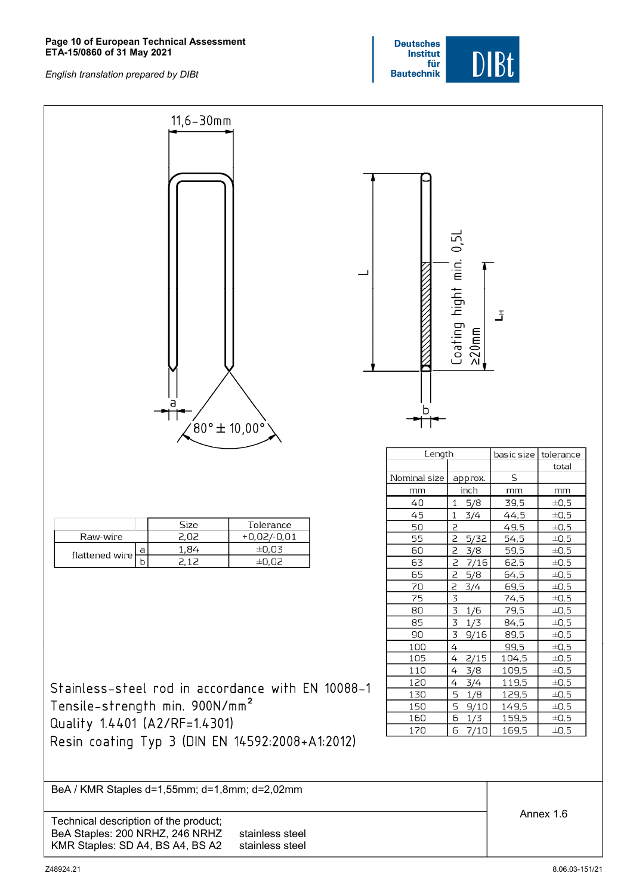11,6–30mm

L

Coating hight min. 0,5L ≥20mm

$L_H$

a

b

80° ± 10,00°

| | | Size | Tolerance |
|---|---|---|---|
| Raw-wire | | 2,02 | +0,02/-0,01 |
| flattened wire | a | 1,84 | ±0,03 |
| | b | 2,12 | ±0,02 |

| Length | | basic size | tolerance |
|---|---|---|---|
| | | | total |
| Nominal size | approx. | S | |
| mm | inch | mm | mm |
| 40 | 1 5/8 | 39,5 | ±0,5 |
| 45 | 1 3/4 | 44,5 | ±0,5 |
| 50 | 2 | 49,5 | ±0,5 |
| 55 | 2 5/32 | 54,5 | ±0,5 |
| 60 | 2 3/8 | 59,5 | ±0,5 |
| 63 | 2 7/16 | 62,5 | ±0,5 |
| 65 | 2 5/8 | 64,5 | ±0,5 |
| 70 | 2 3/4 | 69,5 | ±0,5 |
| 75 | 3 | 74,5 | ±0,5 |
| 80 | 3 1/6 | 79,5 | ±0,5 |
| 85 | 3 1/3 | 84,5 | ±0,5 |
| 90 | 3 9/16 | 89,5 | ±0,5 |
| 100 | 4 | 99,5 | ±0,5 |
| 105 | 4 2/15 | 104,5 | ±0,5 |
| 110 | 4 3/8 | 109,5 | ±0,5 |
| 120 | 4 3/4 | 119,5 | ±0,5 |
| 130 | 5 1/8 | 129,5 | ±0,5 |
| 150 | 5 9/10 | 149,5 | ±0,5 |
| 160 | 6 1/3 | 159,5 | ±0,5 |
| 170 | 6 7/10 | 169,5 | ±0,5 |

Stainless-steel rod in accordance with EN 10088-1
Tensile-strength min. 900N/mm$^2$
Quality 1.4401 (A2/RF=1.4301)
Resin coating Typ 3 (DIN EN 14592:2008+A1:2012)

| BeA / KMR Staples d=1,55mm; d=1,8mm; d=2,02mm | Annex 1.6 |
|---|---|
| Technical description of the product;<br>BeA Staples: 200 NRHZ, 246 NRHZ stainless steel<br>KMR Staples: SD A4, BS A4, BS A2 stainless steel | |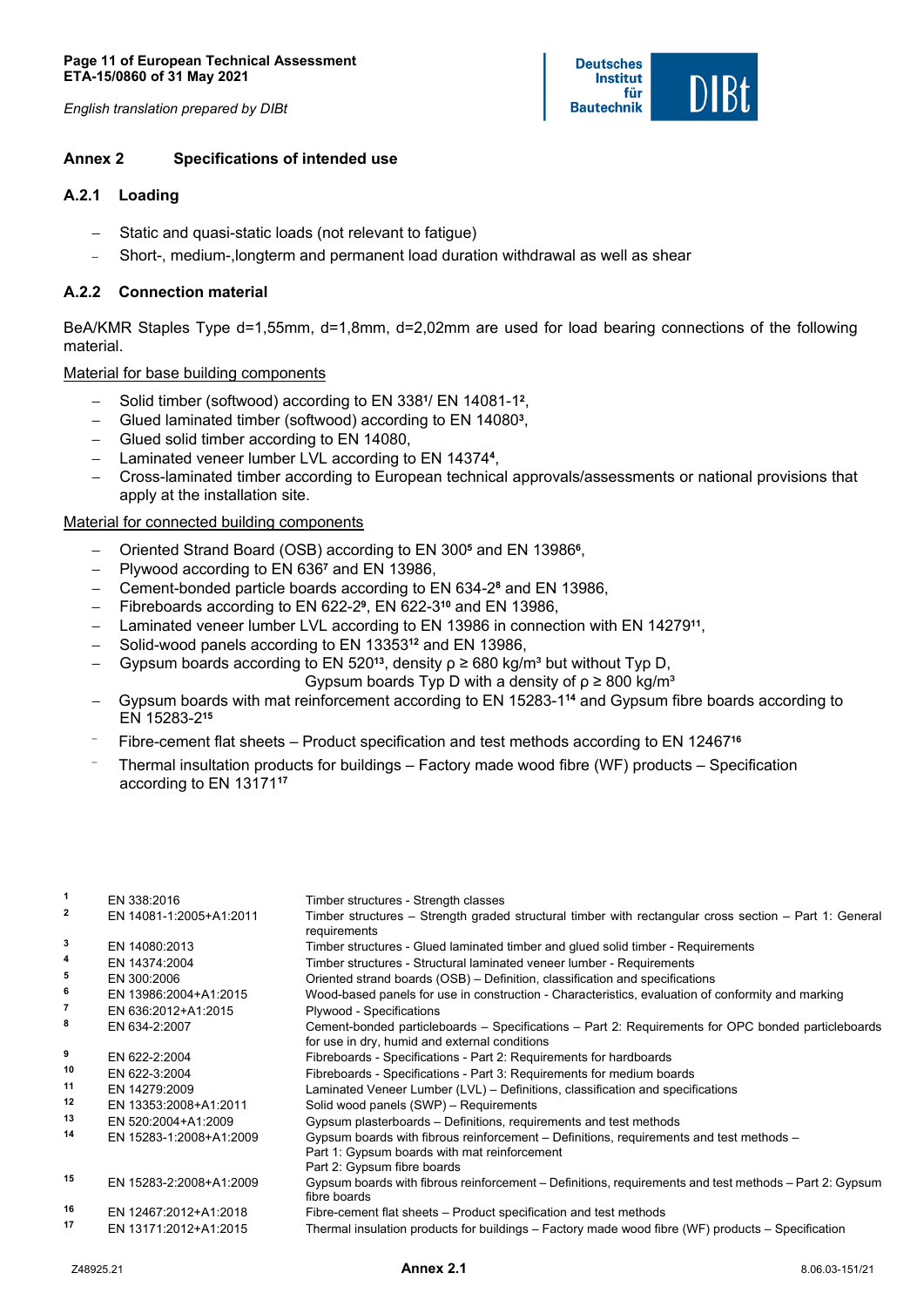## Annex 2 Specifications of intended use

### A.2.1 Loading

- Static and quasi-static loads (not relevant to fatigue)
- Short-, medium-,longterm and permanent load duration withdrawal as well as shear

### A.2.2 Connection material

BeA/KMR Staples Type d=1,55mm, d=1,8mm, d=2,02mm are used for load bearing connections of the following material.

Material for base building components

- Solid timber (softwood) according to EN 338[1]/ EN 14081-1[2],
- Glued laminated timber (softwood) according to EN 14080[3],
- Glued solid timber according to EN 14080,
- Laminated veneer lumber LVL according to EN 14374[4],
- Cross-laminated timber according to European technical approvals/assessments or national provisions that apply at the installation site.

Material for connected building components

- Oriented Strand Board (OSB) according to EN 300[5] and EN 13986[6],
- Plywood according to EN 636[7] and EN 13986,
- Cement-bonded particle boards according to EN 634-2[8] and EN 13986,
- Fibreboards according to EN 622-2[9], EN 622-3[10] and EN 13986,
- Laminated veneer lumber LVL according to EN 13986 in connection with EN 14279[11],
- Solid-wood panels according to EN 13353[12] and EN 13986,
- Gypsum boards according to EN 520[13], density $\rho \geq 680$ kg/m³ but without Typ D, Gypsum boards Typ D with a density of $\rho \geq 800$ kg/m³
- Gypsum boards with mat reinforcement according to EN 15283-1[14] and Gypsum fibre boards according to EN 15283-2[15]
- Fibre-cement flat sheets – Product specification and test methods according to EN 12467[16]
- Thermal insultation products for buildings – Factory made wood fibre (WF) products – Specification according to EN 13171[17]

| | | |
|---|---|---|
| 1 | EN 338:2016 | Timber structures - Strength classes |
| 2 | EN 14081-1:2005+A1:2011 | Timber structures – Strength graded structural timber with rectangular cross section – Part 1: General requirements |
| 3 | EN 14080:2013 | Timber structures - Glued laminated timber and glued solid timber - Requirements |
| 4 | EN 14374:2004 | Timber structures - Structural laminated veneer lumber - Requirements |
| 5 | EN 300:2006 | Oriented strand boards (OSB) – Definition, classification and specifications |
| 6 | EN 13986:2004+A1:2015 | Wood-based panels for use in construction - Characteristics, evaluation of conformity and marking |
| 7 | EN 636:2012+A1:2015 | Plywood - Specifications |
| 8 | EN 634-2:2007 | Cement-bonded particleboards – Specifications – Part 2: Requirements for OPC bonded particleboards for use in dry, humid and external conditions |
| 9 | EN 622-2:2004 | Fibreboards - Specifications - Part 2: Requirements for hardboards |
| 10 | EN 622-3:2004 | Fibreboards - Specifications - Part 3: Requirements for medium boards |
| 11 | EN 14279:2009 | Laminated Veneer Lumber (LVL) – Definitions, classification and specifications |
| 12 | EN 13353:2008+A1:2011 | Solid wood panels (SWP) – Requirements |
| 13 | EN 520:2004+A1:2009 | Gypsum plasterboards – Definitions, requirements and test methods |
| 14 | EN 15283-1:2008+A1:2009 | Gypsum boards with fibrous reinforcement – Definitions, requirements and test methods – Part 1: Gypsum boards with mat reinforcement Part 2: Gypsum fibre boards |
| 15 | EN 15283-2:2008+A1:2009 | Gypsum boards with fibrous reinforcement – Definitions, requirements and test methods – Part 2: Gypsum fibre boards |
| 16 | EN 12467:2012+A1:2018 | Fibre-cement flat sheets – Product specification and test methods |
| 17 | EN 13171:2012+A1:2015 | Thermal insulation products for buildings – Factory made wood fibre (WF) products – Specification |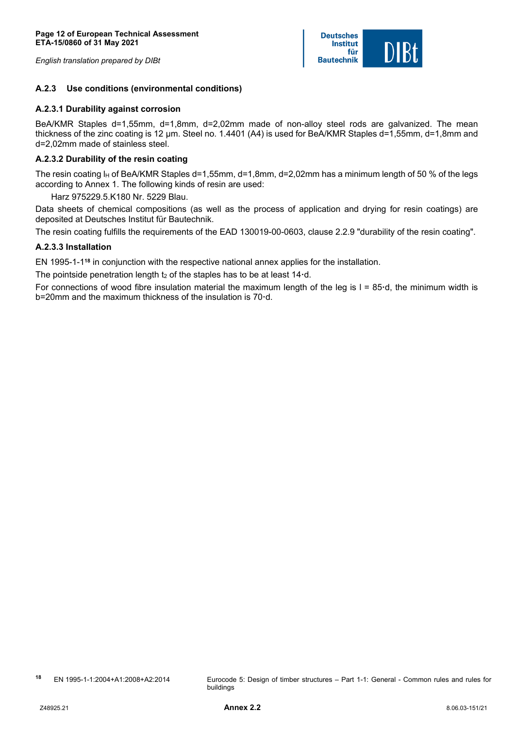### A.2.3 Use conditions (environmental conditions)

#### A.2.3.1 Durability against corrosion

BeA/KMR Staples d=1,55mm, d=1,8mm, d=2,02mm made of non-alloy steel rods are galvanized. The mean thickness of the zinc coating is 12 µm. Steel no. 1.4401 (A4) is used for BeA/KMR Staples d=1,55mm, d=1,8mm and d=2,02mm made of stainless steel.

#### A.2.3.2 Durability of the resin coating

The resin coating $l_H$ of BeA/KMR Staples d=1,55mm, d=1,8mm, d=2,02mm has a minimum length of 50 % of the legs according to Annex 1. The following kinds of resin are used:

Harz 975229.5.K180 Nr. 5229 Blau.

Data sheets of chemical compositions (as well as the process of application and drying for resin coatings) are deposited at Deutsches Institut für Bautechnik.

The resin coating fulfills the requirements of the EAD 130019-00-0603, clause 2.2.9 "durability of the resin coating".

#### A.2.3.3 Installation

EN 1995-1-1[18] in conjunction with the respective national annex applies for the installation.

The pointside penetration length $t_2$ of the staples has to be at least $14 \cdot d$.

For connections of wood fibre insulation material the maximum length of the leg is $l = 85 \cdot d$, the minimum width is b=20mm and the maximum thickness of the insulation is $70 \cdot d$.

[18] EN 1995-1-1:2004+A1:2008+A2:2014 Eurocode 5: Design of timber structures – Part 1-1: General - Common rules and rules for buildings

Annex 2.2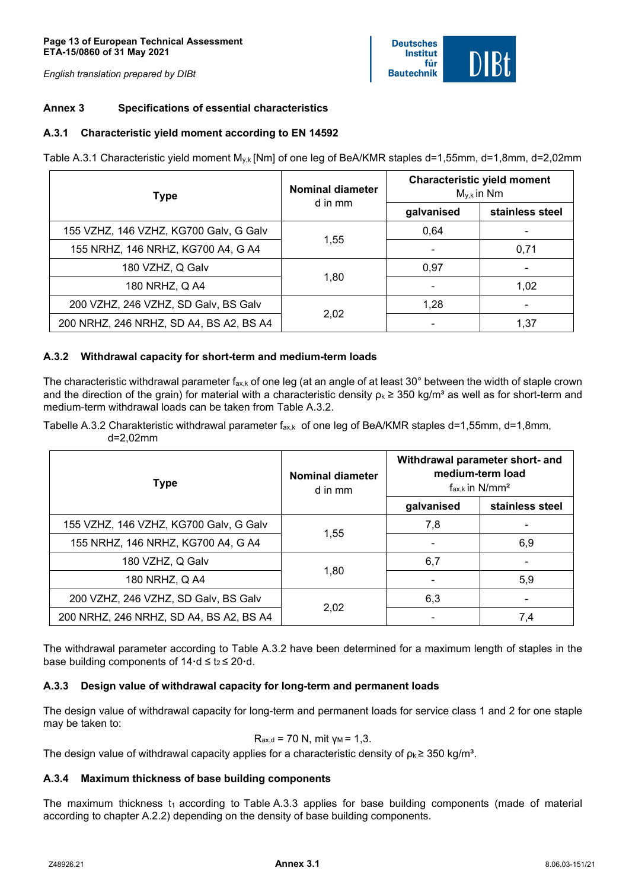## Annex 3 Specifications of essential characteristics

### A.3.1 Characteristic yield moment according to EN 14592

Table A.3.1 Characteristic yield moment $M_{y,k}$ [Nm] of one leg of BeA/KMR staples d=1,55mm, d=1,8mm, d=2,02mm

| Type | Nominal diameter d in mm | Characteristic yield moment $M_{y,k}$ in Nm | |
|---|---|---|---|
| | | galvanised | stainless steel |
| 155 VZHZ, 146 VZHZ, KG700 Galv, G Galv | 1,55 | 0,64 | - |
| 155 NRHZ, 146 NRHZ, KG700 A4, G A4 | | - | 0,71 |
| 180 VZHZ, Q Galv | 1,80 | 0,97 | - |
| 180 NRHZ, Q A4 | | - | 1,02 |
| 200 VZHZ, 246 VZHZ, SD Galv, BS Galv | 2,02 | 1,28 | - |
| 200 NRHZ, 246 NRHZ, SD A4, BS A2, BS A4 | | - | 1,37 |

### A.3.2 Withdrawal capacity for short-term and medium-term loads

The characteristic withdrawal parameter $f_{ax,k}$ of one leg (at an angle of at least 30° between the width of staple crown and the direction of the grain) for material with a characteristic density $\rho_k \geq 350$ kg/m³ as well as for short-term and medium-term withdrawal loads can be taken from Table A.3.2.

Tabelle A.3.2 Charakteristic withdrawal parameter $f_{ax,k}$ of one leg of BeA/KMR staples d=1,55mm, d=1,8mm, d=2,02mm

| Type | Nominal diameter d in mm | Withdrawal parameter short- and medium-term load $f_{ax,k}$ in N/mm² | |
|---|---|---|---|
| | | galvanised | stainless steel |
| 155 VZHZ, 146 VZHZ, KG700 Galv, G Galv | 1,55 | 7,8 | - |
| 155 NRHZ, 146 NRHZ, KG700 A4, G A4 | | - | 6,9 |
| 180 VZHZ, Q Galv | 1,80 | 6,7 | - |
| 180 NRHZ, Q A4 | | - | 5,9 |
| 200 VZHZ, 246 VZHZ, SD Galv, BS Galv | 2,02 | 6,3 | - |
| 200 NRHZ, 246 NRHZ, SD A4, BS A2, BS A4 | | - | 7,4 |

The withdrawal parameter according to Table A.3.2 have been determined for a maximum length of staples in the base building components of $14 \cdot d \leq t_2 \leq 20 \cdot d$.

### A.3.3 Design value of withdrawal capacity for long-term and permanent loads

The design value of withdrawal capacity for long-term and permanent loads for service class 1 and 2 for one staple may be taken to:

$$R_{ax,d} = 70 \text{ N, mit } \gamma_M = 1{,}3.$$

The design value of withdrawal capacity applies for a characteristic density of $\rho_k \geq 350$ kg/m³.

### A.3.4 Maximum thickness of base building components

The maximum thickness $t_1$ according to Table A.3.3 applies for base building components (made of material according to chapter A.2.2) depending on the density of base building components.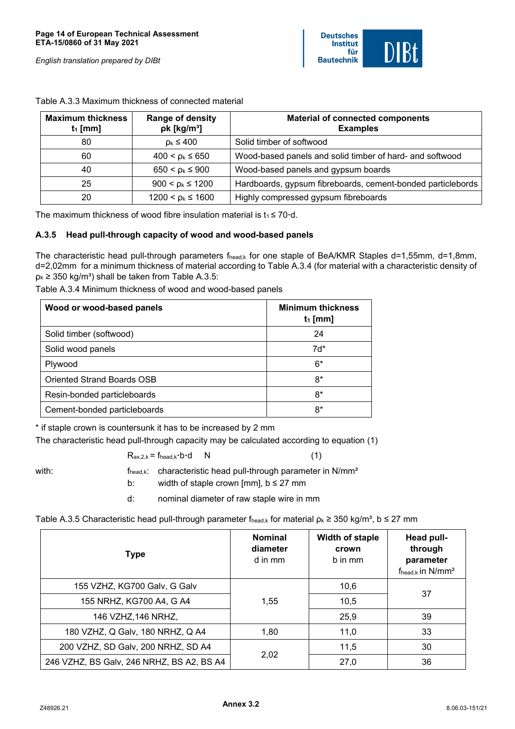Table A.3.3 Maximum thickness of connected material

| Maximum thickness $t_1$ [mm] | Range of density ρk [kg/m³] | Material of connected components Examples |
|---|---|---|
| 80 | $\rho_k \leq 400$ | Solid timber of softwood |
| 60 | $400 < \rho_k \leq 650$ | Wood-based panels and solid timber of hard- and softwood |
| 40 | $650 < \rho_k \leq 900$ | Wood-based panels and gypsum boards |
| 25 | $900 < \rho_k \leq 1200$ | Hardboards, gypsum fibreboards, cement-bonded particleboards |
| 20 | $1200 < \rho_k \leq 1600$ | Highly compressed gypsum fibreboards |

The maximum thickness of wood fibre insulation material is $t_1 \leq 70 \cdot d$.

### A.3.5 Head pull-through capacity of wood and wood-based panels

The characteristic head pull-through parameters $f_{head,k}$ for one staple of BeA/KMR Staples d=1,55mm, d=1,8mm, d=2,02mm for a minimum thickness of material according to Table A.3.4 (for material with a characteristic density of $\rho_k \geq 350$ kg/m³) shall be taken from Table A.3.5:

Table A.3.4 Minimum thickness of wood and wood-based panels

| Wood or wood-based panels | Minimum thickness $t_1$ [mm] |
|---|---|
| Solid timber (softwood) | 24 |
| Solid wood panels | 7d* |
| Plywood | 6* |
| Oriented Strand Boards OSB | 8* |
| Resin-bonded particleboards | 8* |
| Cement-bonded particleboards | 8* |

\* if staple crown is countersunk it has to be increased by 2 mm

The characteristic head pull-through capacity may be calculated according to equation (1)

$$R_{ax,2,k} = f_{head,k} \cdot b \cdot d \quad \text{N} \qquad (1)$$

with:

- $f_{head,k}$: characteristic head pull-through parameter in N/mm²
- b: width of staple crown [mm], $b \leq 27$ mm
- d: nominal diameter of raw staple wire in mm

Table A.3.5 Characteristic head pull-through parameter $f_{head,k}$ for material $\rho_k \geq 350$ kg/m³, $b \leq 27$ mm

| Type | Nominal diameter d in mm | Width of staple crown b in mm | Head pull-through parameter $f_{head,k}$ in N/mm² |
|---|---|---|---|
| 155 VZHZ, KG700 Galv, G Galv | 1,55 | 10,6 | 37 |
| 155 NRHZ, KG700 A4, G A4 | | 10,5 | |
| 146 VZHZ,146 NRHZ, | | 25,9 | 39 |
| 180 VZHZ, Q Galv, 180 NRHZ, Q A4 | 1,80 | 11,0 | 33 |
| 200 VZHZ, SD Galv, 200 NRHZ, SD A4 | 2,02 | 11,5 | 30 |
| 246 VZHZ, BS Galv, 246 NRHZ, BS A2, BS A4 | | 27,0 | 36 |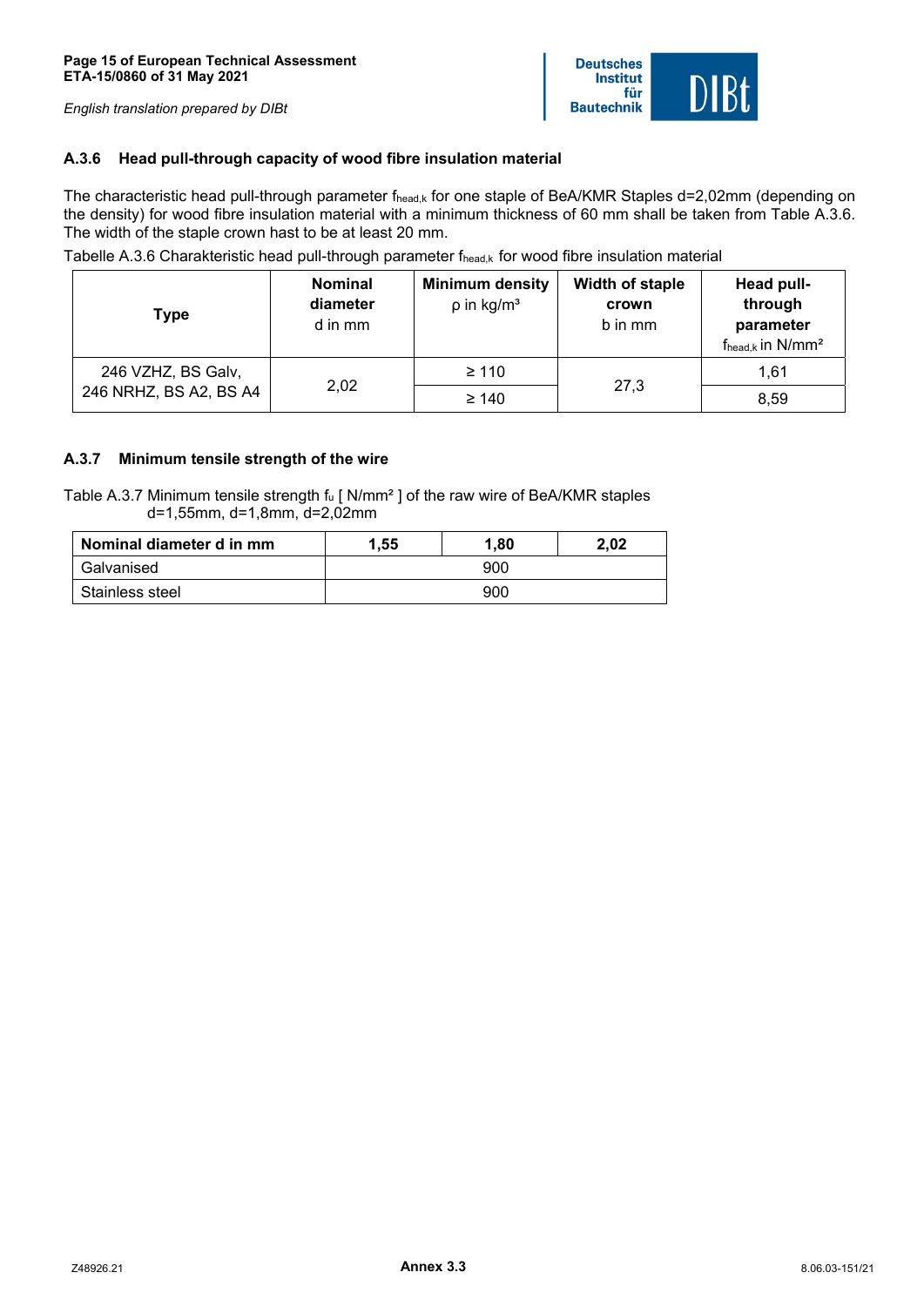### A.3.6 Head pull-through capacity of wood fibre insulation material

The characteristic head pull-through parameter $f_{head,k}$ for one staple of BeA/KMR Staples d=2,02mm (depending on the density) for wood fibre insulation material with a minimum thickness of 60 mm shall be taken from Table A.3.6. The width of the staple crown hast to be at least 20 mm.

Tabelle A.3.6 Charakteristic head pull-through parameter $f_{head,k}$ for wood fibre insulation material

| Type | Nominal diameter d in mm | Minimum density ρ in kg/m³ | Width of staple crown b in mm | Head pull-through parameter $f_{head,k}$ in N/mm² |
|---|---|---|---|---|
| 246 VZHZ, BS Galv, 246 NRHZ, BS A2, BS A4 | 2,02 | ≥ 110 | 27,3 | 1,61 |
| | | ≥ 140 | | 8,59 |

### A.3.7 Minimum tensile strength of the wire

Table A.3.7 Minimum tensile strength $f_u$ [ N/mm² ] of the raw wire of BeA/KMR staples d=1,55mm, d=1,8mm, d=2,02mm

| Nominal diameter d in mm | 1,55 | 1,80 | 2,02 |
|---|---|---|---|
| Galvanised | 900 | | |
| Stainless steel | 900 | | |

Z48926.21 | Annex 3.3 | 8.06.03-151/21